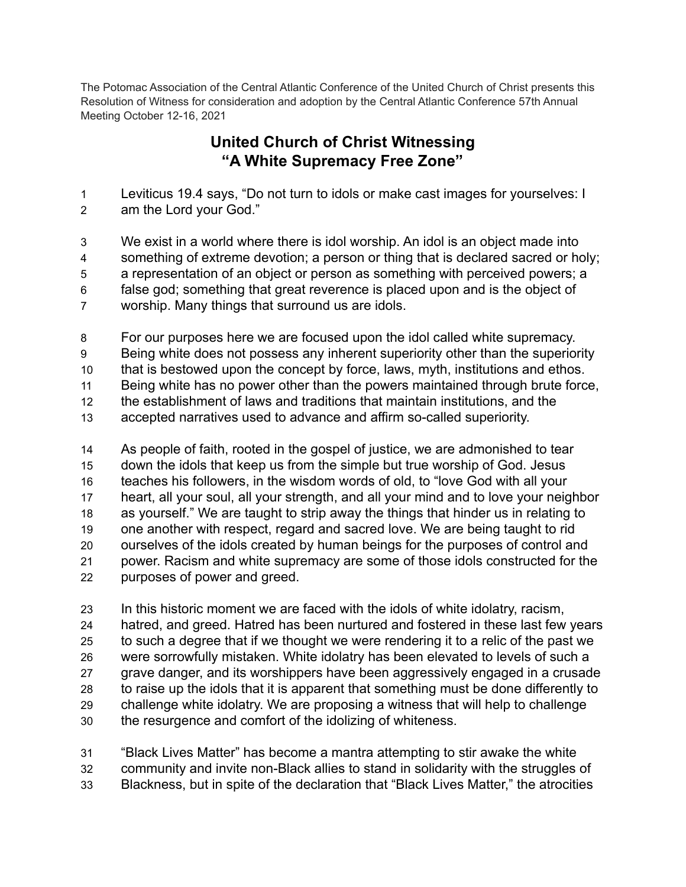The Potomac Association of the Central Atlantic Conference of the United Church of Christ presents this Resolution of Witness for consideration and adoption by the Central Atlantic Conference 57th Annual Meeting October 12-16, 2021

# United Church of Christ Witnessing "A White Supremacy Free Zone"

Leviticus 19.4 says, "Do not turn to idols or make cast images for yourselves: I am the Lord your God."

We exist in a world where there is idol worship. An idol is an object made into something of extreme devotion; a person or thing that is declared sacred or holy; a representation of an object or person as something with perceived powers; a false god; something that great reverence is placed upon and is the object of worship. Many things that surround us are idols.

For our purposes here we are focused upon the idol called white supremacy. Being white does not possess any inherent superiority other than the superiority that is bestowed upon the concept by force, laws, myth, institutions and ethos. Being white has no power other than the powers maintained through brute force, the establishment of laws and traditions that maintain institutions, and the accepted narratives used to advance and affirm so-called superiority.

As people of faith, rooted in the gospel of justice, we are admonished to tear down the idols that keep us from the simple but true worship of God. Jesus teaches his followers, in the wisdom words of old, to "love God with all your heart, all your soul, all your strength, and all your mind and to love your neighbor as yourself." We are taught to strip away the things that hinder us in relating to one another with respect, regard and sacred love. We are being taught to rid ourselves of the idols created by human beings for the purposes of control and power. Racism and white supremacy are some of those idols constructed for the purposes of power and greed.

In this historic moment we are faced with the idols of white idolatry, racism, hatred, and greed. Hatred has been nurtured and fostered in these last few years to such a degree that if we thought we were rendering it to a relic of the past we were sorrowfully mistaken. White idolatry has been elevated to levels of such a grave danger, and its worshippers have been aggressively engaged in a crusade to raise up the idols that it is apparent that something must be done differently to challenge white idolatry. We are proposing a witness that will help to challenge the resurgence and comfort of the idolizing of whiteness.

"Black Lives Matter" has become a mantra attempting to stir awake the white community and invite non-Black allies to stand in solidarity with the struggles of Blackness, but in spite of the declaration that "Black Lives Matter," the atrocities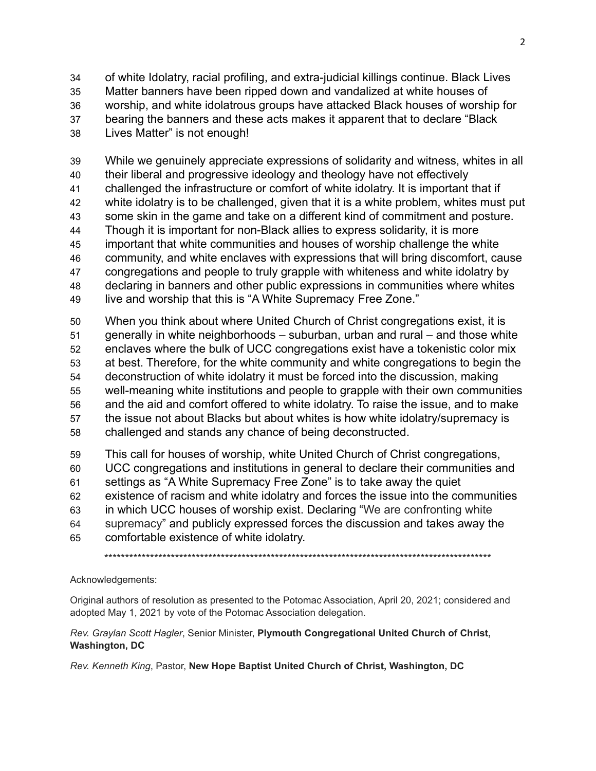of white Idolatry, racial profiling, and extra-judicial killings continue. Black Lives Matter banners have been ripped down and vandalized at white houses of worship, and white idolatrous groups have attacked Black houses of worship for bearing the banners and these acts makes it apparent that to declare "Black Lives Matter" is not enough!

While we genuinely appreciate expressions of solidarity and witness, whites in all their liberal and progressive ideology and theology have not effectively challenged the infrastructure or comfort of white idolatry. It is important that if white idolatry is to be challenged, given that it is a white problem, whites must put some skin in the game and take on a different kind of commitment and posture. Though it is important for non-Black allies to express solidarity, it is more important that white communities and houses of worship challenge the white community, and white enclaves with expressions that will bring discomfort, cause congregations and people to truly grapple with whiteness and white idolatry by declaring in banners and other public expressions in communities where whites live and worship that this is "A White Supremacy Free Zone."

When you think about where United Church of Christ congregations exist, it is generally in white neighborhoods – suburban, urban and rural – and those white enclaves where the bulk of UCC congregations exist have a tokenistic color mix at best. Therefore, for the white community and white congregations to begin the deconstruction of white idolatry it must be forced into the discussion, making well-meaning white institutions and people to grapple with their own communities and the aid and comfort offered to white idolatry. To raise the issue, and to make the issue not about Blacks but about whites is how white idolatry/supremacy is challenged and stands any chance of being deconstructed.

This call for houses of worship, white United Church of Christ congregations, UCC congregations and institutions in general to declare their communities and settings as "A White Supremacy Free Zone" is to take away the quiet existence of racism and white idolatry and forces the issue into the communities in which UCC houses of worship exist. Declaring "We are confronting white supremacy" and publicly expressed forces the discussion and takes away the comfortable existence of white idolatry.

\*\*\*\*\*\*\*\*\*\*\*\*\*\*\*\*\*\*\*\*\*\*\*\*\*\*\*\*\*\*\*\*\*\*\*\*\*\*\*\*\*\*\*\*\*\*\*\*\*\*\*\*\*\*\*\*\*\*\*\*\*\*\*\*\*\*\*\*\*\*\*\*\*\*\*\*\*\*\*\*\*\*\*\*\*\*\*\*\*\*\*\*\*\*\*\*

Acknowledgements:

Original authors of resolution as presented to the Potomac Association, April 20, 2021; considered and adopted May 1, 2021 by vote of the Potomac Association delegation.

*Rev. Graylan Scott Hagler*, Senior Minister, **Plymouth Congregational United Church of Christ, Washington, DC**

*Rev. Kenneth King*, Pastor, **New Hope Baptist United Church of Christ, Washington, DC**